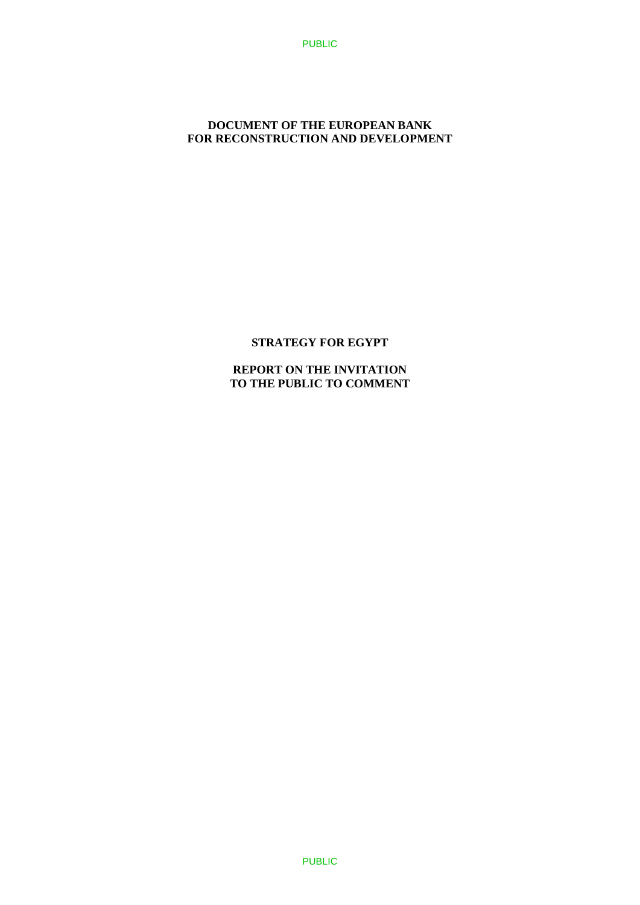**DOCUMENT OF THE EUROPEAN BANK**
**FOR RECONSTRUCTION AND DEVELOPMENT**

# STRATEGY FOR EGYPT

## REPORT ON THE INVITATION TO THE PUBLIC TO COMMENT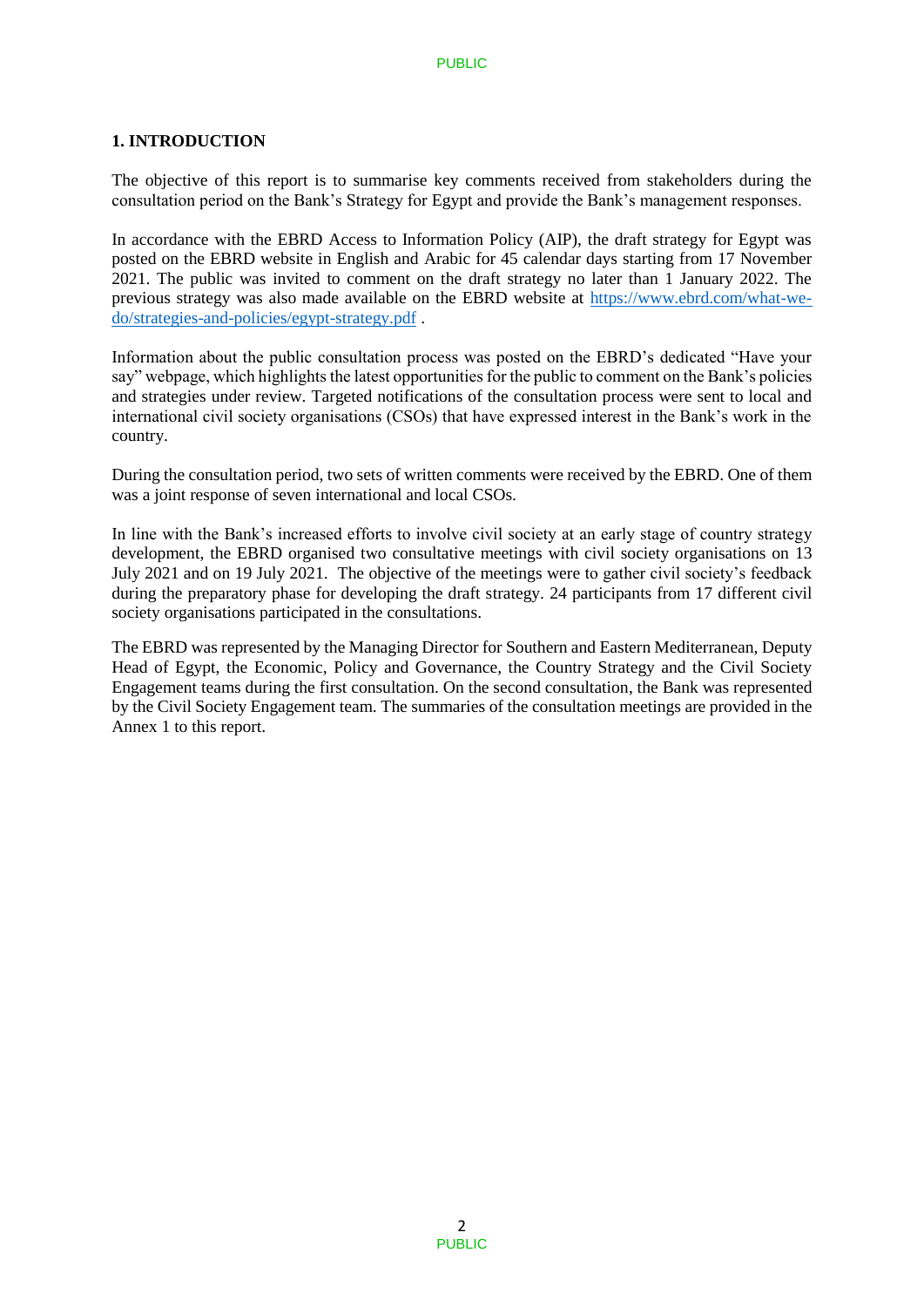## 1. INTRODUCTION

The objective of this report is to summarise key comments received from stakeholders during the consultation period on the Bank's Strategy for Egypt and provide the Bank's management responses.

In accordance with the EBRD Access to Information Policy (AIP), the draft strategy for Egypt was posted on the EBRD website in English and Arabic for 45 calendar days starting from 17 November 2021. The public was invited to comment on the draft strategy no later than 1 January 2022. The previous strategy was also made available on the EBRD website at [https://www.ebrd.com/what-we-do/strategies-and-policies/egypt-strategy.pdf](https://www.ebrd.com/what-we-do/strategies-and-policies/egypt-strategy.pdf) .

Information about the public consultation process was posted on the EBRD's dedicated "Have your say" webpage, which highlights the latest opportunities for the public to comment on the Bank's policies and strategies under review. Targeted notifications of the consultation process were sent to local and international civil society organisations (CSOs) that have expressed interest in the Bank's work in the country.

During the consultation period, two sets of written comments were received by the EBRD. One of them was a joint response of seven international and local CSOs.

In line with the Bank's increased efforts to involve civil society at an early stage of country strategy development, the EBRD organised two consultative meetings with civil society organisations on 13 July 2021 and on 19 July 2021. The objective of the meetings were to gather civil society's feedback during the preparatory phase for developing the draft strategy. 24 participants from 17 different civil society organisations participated in the consultations.

The EBRD was represented by the Managing Director for Southern and Eastern Mediterranean, Deputy Head of Egypt, the Economic, Policy and Governance, the Country Strategy and the Civil Society Engagement teams during the first consultation. On the second consultation, the Bank was represented by the Civil Society Engagement team. The summaries of the consultation meetings are provided in the Annex 1 to this report.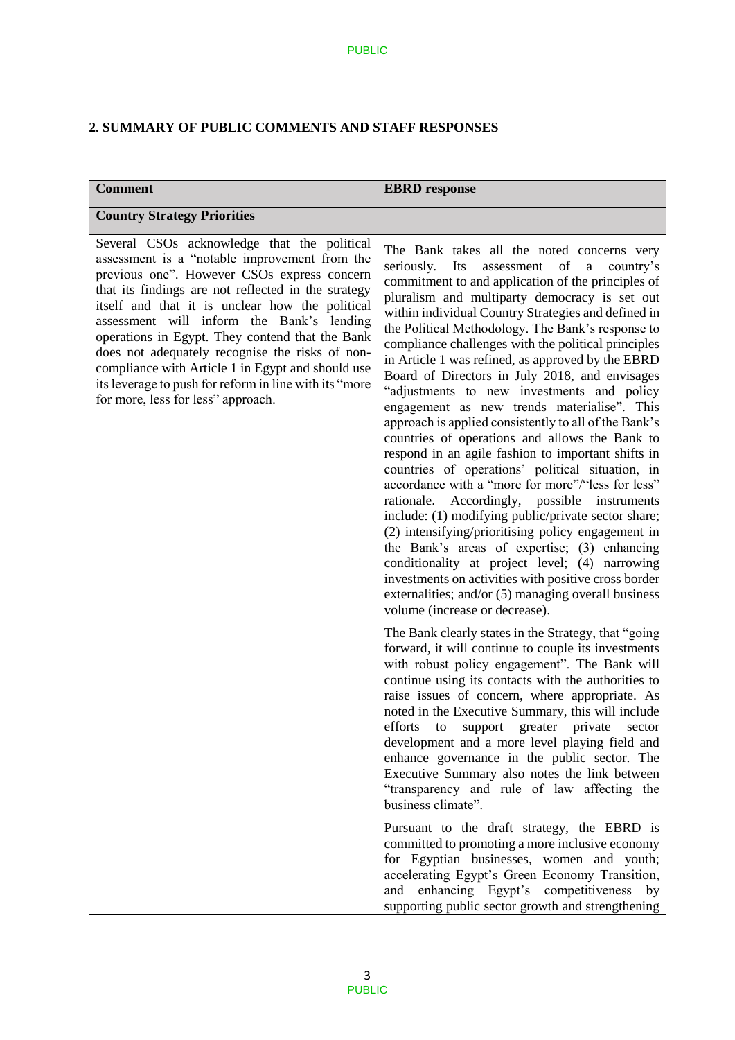## 2. SUMMARY OF PUBLIC COMMENTS AND STAFF RESPONSES

| Comment | EBRD response |
|---|---|
| **Country Strategy Priorities** | |
| Several CSOs acknowledge that the political assessment is a "notable improvement from the previous one". However CSOs express concern that its findings are not reflected in the strategy itself and that it is unclear how the political assessment will inform the Bank's lending operations in Egypt. They contend that the Bank does not adequately recognise the risks of non-compliance with Article 1 in Egypt and should use its leverage to push for reform in line with its "more for more, less for less" approach. | The Bank takes all the noted concerns very seriously. Its assessment of a country's commitment to and application of the principles of pluralism and multiparty democracy is set out within individual Country Strategies and defined in the Political Methodology. The Bank's response to compliance challenges with the political principles in Article 1 was refined, as approved by the EBRD Board of Directors in July 2018, and envisages "adjustments to new investments and policy engagement as new trends materialise". This approach is applied consistently to all of the Bank's countries of operations and allows the Bank to respond in an agile fashion to important shifts in countries of operations' political situation, in accordance with a "more for more"/"less for less" rationale. Accordingly, possible instruments include: (1) modifying public/private sector share; (2) intensifying/prioritising policy engagement in the Bank's areas of expertise; (3) enhancing conditionality at project level; (4) narrowing investments on activities with positive cross border externalities; and/or (5) managing overall business volume (increase or decrease).<br><br>The Bank clearly states in the Strategy, that "going forward, it will continue to couple its investments with robust policy engagement". The Bank will continue using its contacts with the authorities to raise issues of concern, where appropriate. As noted in the Executive Summary, this will include efforts to support greater private sector development and a more level playing field and enhance governance in the public sector. The Executive Summary also notes the link between "transparency and rule of law affecting the business climate".<br><br>Pursuant to the draft strategy, the EBRD is committed to promoting a more inclusive economy for Egyptian businesses, women and youth; accelerating Egypt's Green Economy Transition, and enhancing Egypt's competitiveness by supporting public sector growth and strengthening |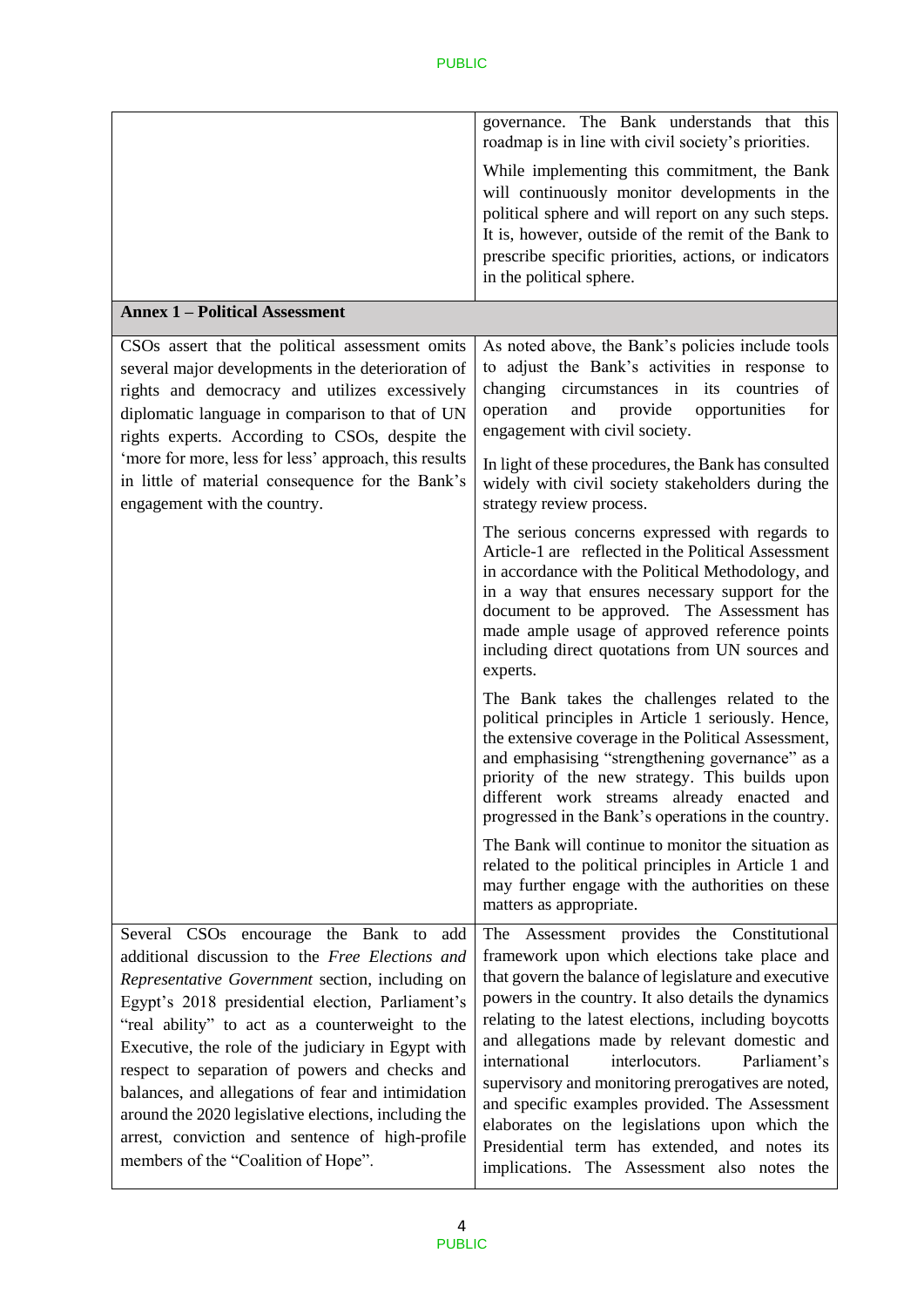| | |
|---|---|
| | governance. The Bank understands that this roadmap is in line with civil society's priorities.<br><br>While implementing this commitment, the Bank will continuously monitor developments in the political sphere and will report on any such steps. It is, however, outside of the remit of the Bank to prescribe specific priorities, actions, or indicators in the political sphere. |
| **Annex 1 – Political Assessment** | |
| CSOs assert that the political assessment omits several major developments in the deterioration of rights and democracy and utilizes excessively diplomatic language in comparison to that of UN rights experts. According to CSOs, despite the 'more for more, less for less' approach, this results in little of material consequence for the Bank's engagement with the country. | As noted above, the Bank's policies include tools to adjust the Bank's activities in response to changing circumstances in its countries of operation and provide opportunities for engagement with civil society.<br><br>In light of these procedures, the Bank has consulted widely with civil society stakeholders during the strategy review process.<br><br>The serious concerns expressed with regards to Article-1 are reflected in the Political Assessment in accordance with the Political Methodology, and in a way that ensures necessary support for the document to be approved. The Assessment has made ample usage of approved reference points including direct quotations from UN sources and experts.<br><br>The Bank takes the challenges related to the political principles in Article 1 seriously. Hence, the extensive coverage in the Political Assessment, and emphasising "strengthening governance" as a priority of the new strategy. This builds upon different work streams already enacted and progressed in the Bank's operations in the country.<br><br>The Bank will continue to monitor the situation as related to the political principles in Article 1 and may further engage with the authorities on these matters as appropriate. |
| Several CSOs encourage the Bank to add additional discussion to the *Free Elections and Representative Government* section, including on Egypt's 2018 presidential election, Parliament's "real ability" to act as a counterweight to the Executive, the role of the judiciary in Egypt with respect to separation of powers and checks and balances, and allegations of fear and intimidation around the 2020 legislative elections, including the arrest, conviction and sentence of high-profile members of the "Coalition of Hope". | The Assessment provides the Constitutional framework upon which elections take place and that govern the balance of legislature and executive powers in the country. It also details the dynamics relating to the latest elections, including boycotts and allegations made by relevant domestic and international interlocutors. Parliament's supervisory and monitoring prerogatives are noted, and specific examples provided. The Assessment elaborates on the legislations upon which the Presidential term has extended, and notes its implications. The Assessment also notes the |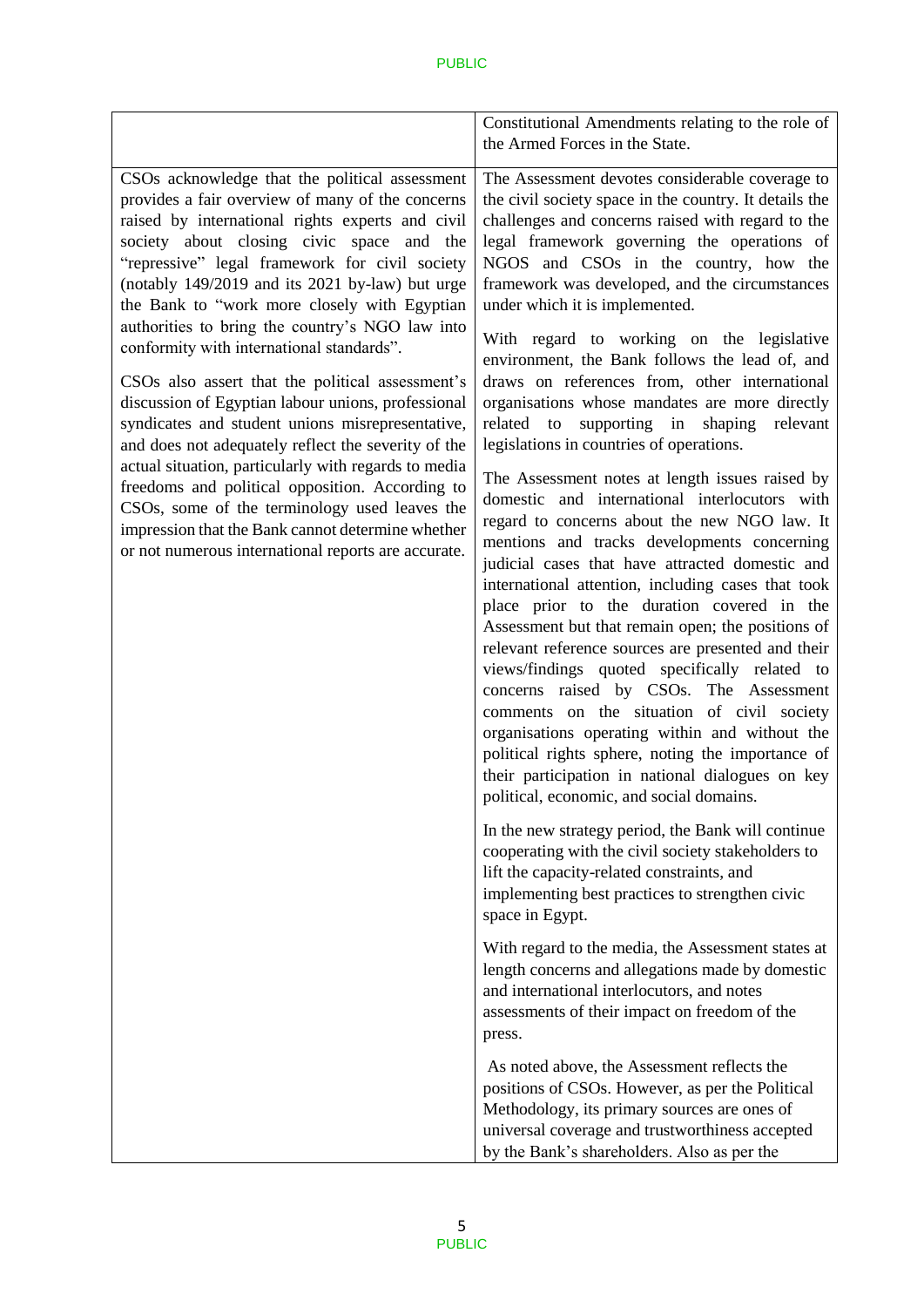| | |
|---|---|
| | Constitutional Amendments relating to the role of the Armed Forces in the State. |
| CSOs acknowledge that the political assessment provides a fair overview of many of the concerns raised by international rights experts and civil society about closing civic space and the "repressive" legal framework for civil society (notably 149/2019 and its 2021 by-law) but urge the Bank to "work more closely with Egyptian authorities to bring the country's NGO law into conformity with international standards".<br><br>CSOs also assert that the political assessment's discussion of Egyptian labour unions, professional syndicates and student unions misrepresentative, and does not adequately reflect the severity of the actual situation, particularly with regards to media freedoms and political opposition. According to CSOs, some of the terminology used leaves the impression that the Bank cannot determine whether or not numerous international reports are accurate. | The Assessment devotes considerable coverage to the civil society space in the country. It details the challenges and concerns raised with regard to the legal framework governing the operations of NGOS and CSOs in the country, how the framework was developed, and the circumstances under which it is implemented.<br><br>With regard to working on the legislative environment, the Bank follows the lead of, and draws on references from, other international organisations whose mandates are more directly related to supporting in shaping relevant legislations in countries of operations.<br><br>The Assessment notes at length issues raised by domestic and international interlocutors with regard to concerns about the new NGO law. It mentions and tracks developments concerning judicial cases that have attracted domestic and international attention, including cases that took place prior to the duration covered in the Assessment but that remain open; the positions of relevant reference sources are presented and their views/findings quoted specifically related to concerns raised by CSOs. The Assessment comments on the situation of civil society organisations operating within and without the political rights sphere, noting the importance of their participation in national dialogues on key political, economic, and social domains.<br><br>In the new strategy period, the Bank will continue cooperating with the civil society stakeholders to lift the capacity-related constraints, and implementing best practices to strengthen civic space in Egypt.<br><br>With regard to the media, the Assessment states at length concerns and allegations made by domestic and international interlocutors, and notes assessments of their impact on freedom of the press.<br><br>As noted above, the Assessment reflects the positions of CSOs. However, as per the Political Methodology, its primary sources are ones of universal coverage and trustworthiness accepted by the Bank's shareholders. Also as per the |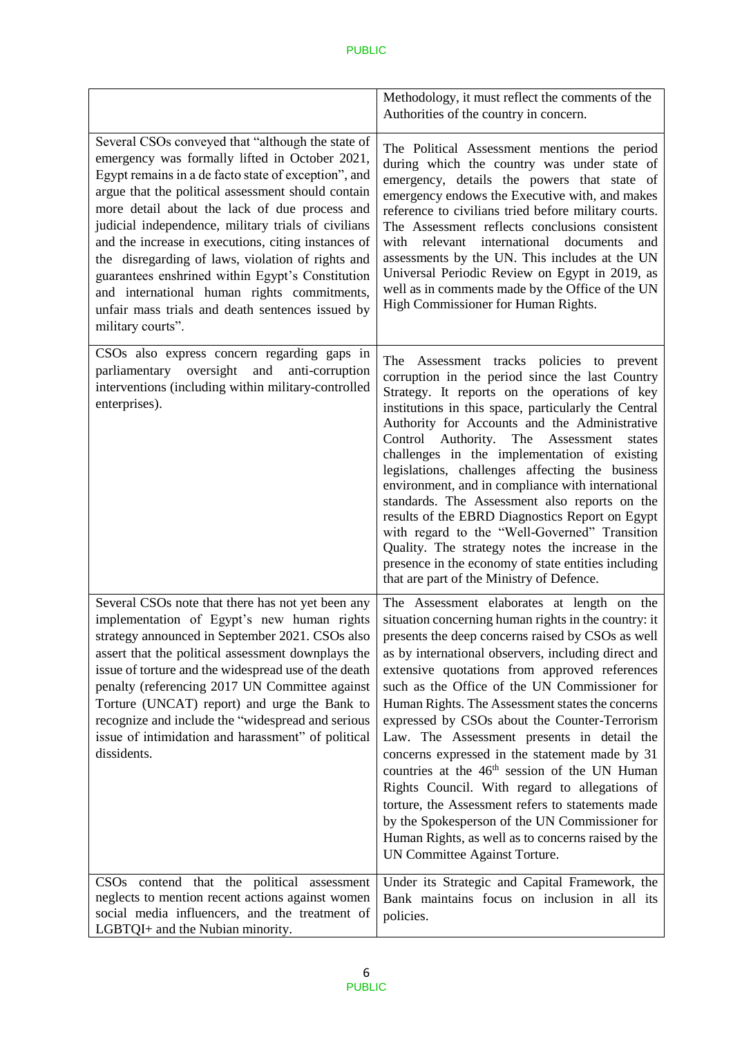| | |
|---|---|
| | Methodology, it must reflect the comments of the Authorities of the country in concern. |
| Several CSOs conveyed that "although the state of emergency was formally lifted in October 2021, Egypt remains in a de facto state of exception", and argue that the political assessment should contain more detail about the lack of due process and judicial independence, military trials of civilians and the increase in executions, citing instances of the disregarding of laws, violation of rights and guarantees enshrined within Egypt's Constitution and international human rights commitments, unfair mass trials and death sentences issued by military courts". | The Political Assessment mentions the period during which the country was under state of emergency, details the powers that state of emergency endows the Executive with, and makes reference to civilians tried before military courts. The Assessment reflects conclusions consistent with relevant international documents and assessments by the UN. This includes at the UN Universal Periodic Review on Egypt in 2019, as well as in comments made by the Office of the UN High Commissioner for Human Rights. |
| CSOs also express concern regarding gaps in parliamentary oversight and anti-corruption interventions (including within military-controlled enterprises). | The Assessment tracks policies to prevent corruption in the period since the last Country Strategy. It reports on the operations of key institutions in this space, particularly the Central Authority for Accounts and the Administrative Control Authority. The Assessment states challenges in the implementation of existing legislations, challenges affecting the business environment, and in compliance with international standards. The Assessment also reports on the results of the EBRD Diagnostics Report on Egypt with regard to the "Well-Governed" Transition Quality. The strategy notes the increase in the presence in the economy of state entities including that are part of the Ministry of Defence. |
| Several CSOs note that there has not yet been any implementation of Egypt's new human rights strategy announced in September 2021. CSOs also assert that the political assessment downplays the issue of torture and the widespread use of the death penalty (referencing 2017 UN Committee against Torture (UNCAT) report) and urge the Bank to recognize and include the "widespread and serious issue of intimidation and harassment" of political dissidents. | The Assessment elaborates at length on the situation concerning human rights in the country: it presents the deep concerns raised by CSOs as well as by international observers, including direct and extensive quotations from approved references such as the Office of the UN Commissioner for Human Rights. The Assessment states the concerns expressed by CSOs about the Counter-Terrorism Law. The Assessment presents in detail the concerns expressed in the statement made by 31 countries at the 46th session of the UN Human Rights Council. With regard to allegations of torture, the Assessment refers to statements made by the Spokesperson of the UN Commissioner for Human Rights, as well as to concerns raised by the UN Committee Against Torture. |
| CSOs contend that the political assessment neglects to mention recent actions against women social media influencers, and the treatment of LGBTQI+ and the Nubian minority. | Under its Strategic and Capital Framework, the Bank maintains focus on inclusion in all its policies. |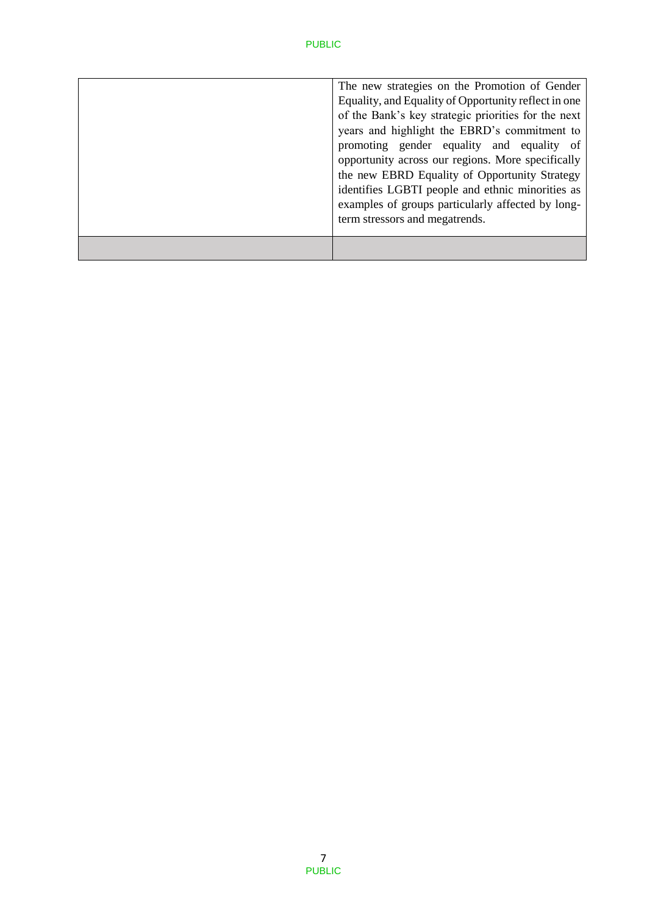| | |
|---|---|
| | The new strategies on the Promotion of Gender Equality, and Equality of Opportunity reflect in one of the Bank's key strategic priorities for the next years and highlight the EBRD's commitment to promoting gender equality and equality of opportunity across our regions. More specifically the new EBRD Equality of Opportunity Strategy identifies LGBTI people and ethnic minorities as examples of groups particularly affected by long-term stressors and megatrends. |
| | |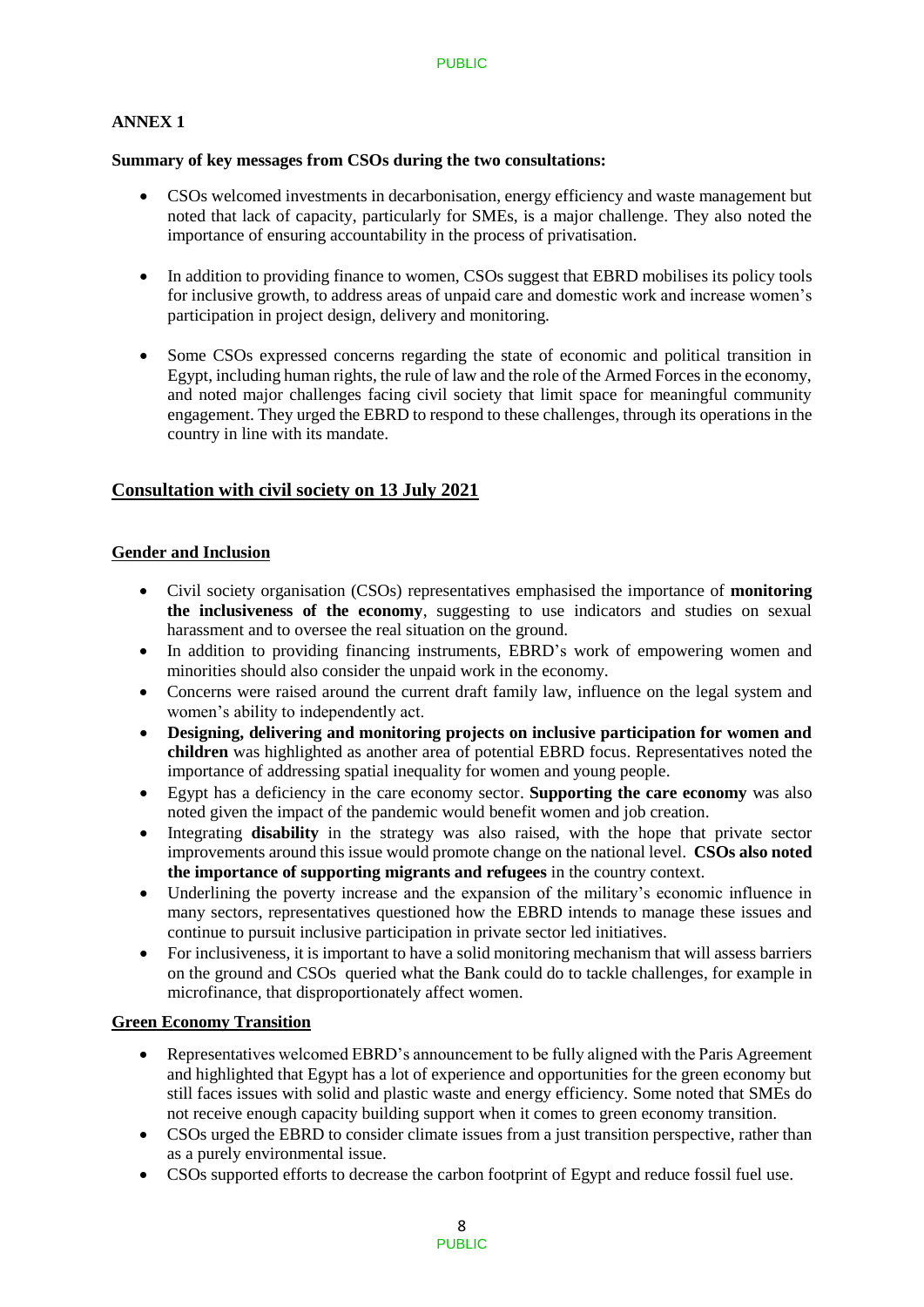## ANNEX 1

**Summary of key messages from CSOs during the two consultations:**

- CSOs welcomed investments in decarbonisation, energy efficiency and waste management but noted that lack of capacity, particularly for SMEs, is a major challenge. They also noted the importance of ensuring accountability in the process of privatisation.

- In addition to providing finance to women, CSOs suggest that EBRD mobilises its policy tools for inclusive growth, to address areas of unpaid care and domestic work and increase women's participation in project design, delivery and monitoring.

- Some CSOs expressed concerns regarding the state of economic and political transition in Egypt, including human rights, the rule of law and the role of the Armed Forces in the economy, and noted major challenges facing civil society that limit space for meaningful community engagement. They urged the EBRD to respond to these challenges, through its operations in the country in line with its mandate.

## Consultation with civil society on 13 July 2021

### Gender and Inclusion

- Civil society organisation (CSOs) representatives emphasised the importance of **monitoring the inclusiveness of the economy**, suggesting to use indicators and studies on sexual harassment and to oversee the real situation on the ground.
- In addition to providing financing instruments, EBRD's work of empowering women and minorities should also consider the unpaid work in the economy.
- Concerns were raised around the current draft family law, influence on the legal system and women's ability to independently act.
- **Designing, delivering and monitoring projects on inclusive participation for women and children** was highlighted as another area of potential EBRD focus. Representatives noted the importance of addressing spatial inequality for women and young people.
- Egypt has a deficiency in the care economy sector. **Supporting the care economy** was also noted given the impact of the pandemic would benefit women and job creation.
- Integrating **disability** in the strategy was also raised, with the hope that private sector improvements around this issue would promote change on the national level. **CSOs also noted the importance of supporting migrants and refugees** in the country context.
- Underlining the poverty increase and the expansion of the military's economic influence in many sectors, representatives questioned how the EBRD intends to manage these issues and continue to pursuit inclusive participation in private sector led initiatives.
- For inclusiveness, it is important to have a solid monitoring mechanism that will assess barriers on the ground and CSOs queried what the Bank could do to tackle challenges, for example in microfinance, that disproportionately affect women.

### Green Economy Transition

- Representatives welcomed EBRD's announcement to be fully aligned with the Paris Agreement and highlighted that Egypt has a lot of experience and opportunities for the green economy but still faces issues with solid and plastic waste and energy efficiency. Some noted that SMEs do not receive enough capacity building support when it comes to green economy transition.
- CSOs urged the EBRD to consider climate issues from a just transition perspective, rather than as a purely environmental issue.
- CSOs supported efforts to decrease the carbon footprint of Egypt and reduce fossil fuel use.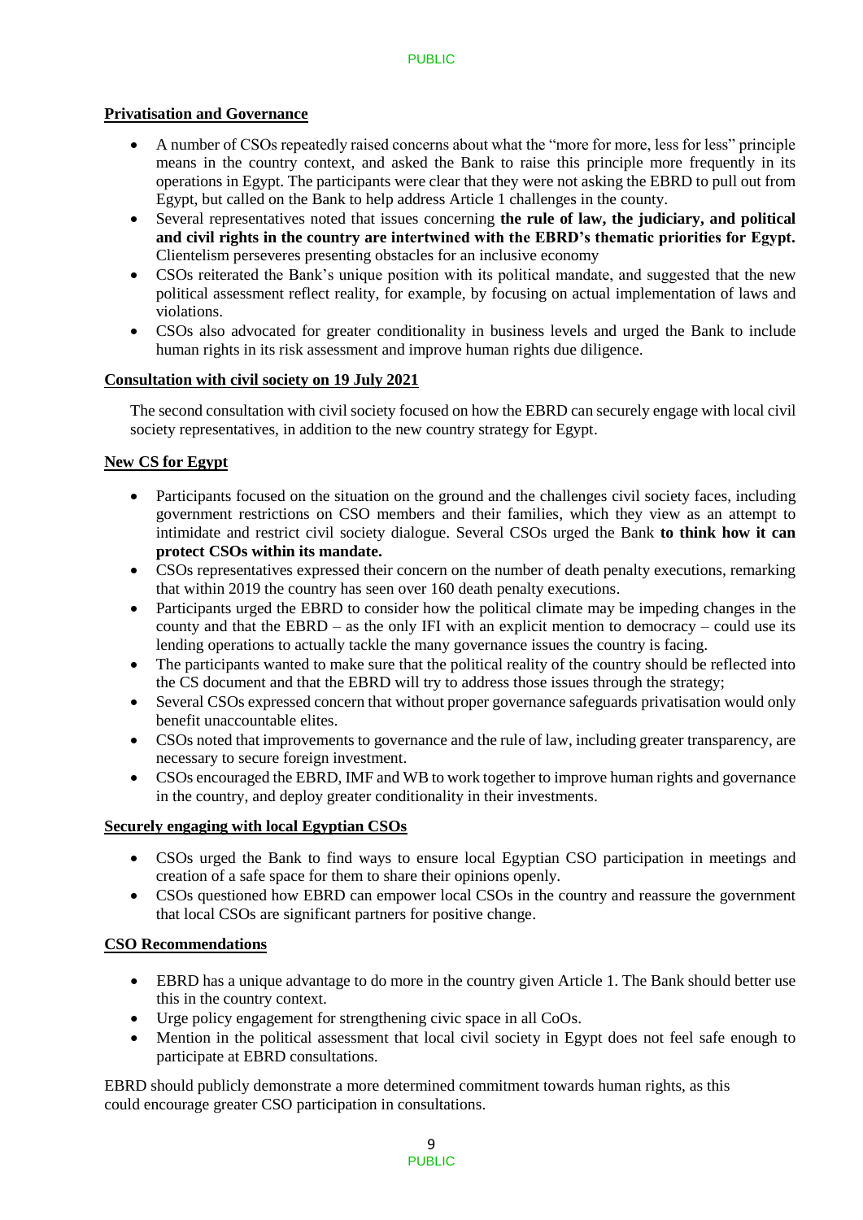**Privatisation and Governance**

- A number of CSOs repeatedly raised concerns about what the "more for more, less for less" principle means in the country context, and asked the Bank to raise this principle more frequently in its operations in Egypt. The participants were clear that they were not asking the EBRD to pull out from Egypt, but called on the Bank to help address Article 1 challenges in the county.
- Several representatives noted that issues concerning **the rule of law, the judiciary, and political and civil rights in the country are intertwined with the EBRD's thematic priorities for Egypt.** Clientelism perseveres presenting obstacles for an inclusive economy
- CSOs reiterated the Bank's unique position with its political mandate, and suggested that the new political assessment reflect reality, for example, by focusing on actual implementation of laws and violations.
- CSOs also advocated for greater conditionality in business levels and urged the Bank to include human rights in its risk assessment and improve human rights due diligence.

**Consultation with civil society on 19 July 2021**

The second consultation with civil society focused on how the EBRD can securely engage with local civil society representatives, in addition to the new country strategy for Egypt.

**New CS for Egypt**

- Participants focused on the situation on the ground and the challenges civil society faces, including government restrictions on CSO members and their families, which they view as an attempt to intimidate and restrict civil society dialogue. Several CSOs urged the Bank **to think how it can protect CSOs within its mandate.**
- CSOs representatives expressed their concern on the number of death penalty executions, remarking that within 2019 the country has seen over 160 death penalty executions.
- Participants urged the EBRD to consider how the political climate may be impeding changes in the county and that the EBRD – as the only IFI with an explicit mention to democracy – could use its lending operations to actually tackle the many governance issues the country is facing.
- The participants wanted to make sure that the political reality of the country should be reflected into the CS document and that the EBRD will try to address those issues through the strategy;
- Several CSOs expressed concern that without proper governance safeguards privatisation would only benefit unaccountable elites.
- CSOs noted that improvements to governance and the rule of law, including greater transparency, are necessary to secure foreign investment.
- CSOs encouraged the EBRD, IMF and WB to work together to improve human rights and governance in the country, and deploy greater conditionality in their investments.

**Securely engaging with local Egyptian CSOs**

- CSOs urged the Bank to find ways to ensure local Egyptian CSO participation in meetings and creation of a safe space for them to share their opinions openly.
- CSOs questioned how EBRD can empower local CSOs in the country and reassure the government that local CSOs are significant partners for positive change.

**CSO Recommendations**

- EBRD has a unique advantage to do more in the country given Article 1. The Bank should better use this in the country context.
- Urge policy engagement for strengthening civic space in all CoOs.
- Mention in the political assessment that local civil society in Egypt does not feel safe enough to participate at EBRD consultations.

EBRD should publicly demonstrate a more determined commitment towards human rights, as this could encourage greater CSO participation in consultations.